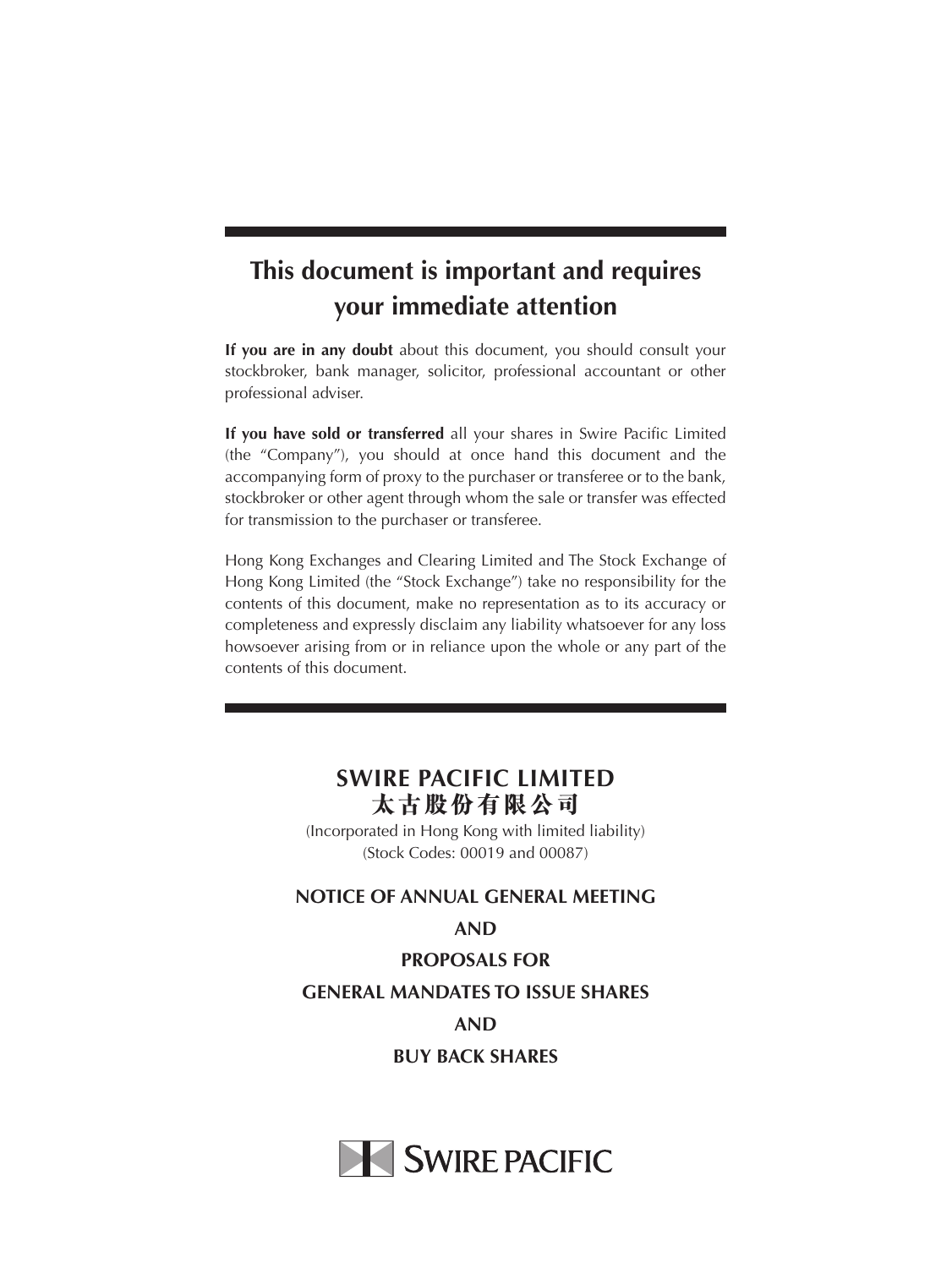# This document is important and requires your immediate attention

**If you are in any doubt** about this document, you should consult your stockbroker, bank manager, solicitor, professional accountant or other professional adviser.

**If you have sold or transferred** all your shares in Swire Pacific Limited (the "Company"), you should at once hand this document and the accompanying form of proxy to the purchaser or transferee or to the bank, stockbroker or other agent through whom the sale or transfer was effected for transmission to the purchaser or transferee.

Hong Kong Exchanges and Clearing Limited and The Stock Exchange of Hong Kong Limited (the "Stock Exchange") take no responsibility for the contents of this document, make no representation as to its accuracy or completeness and expressly disclaim any liability whatsoever for any loss howsoever arising from or in reliance upon the whole or any part of the contents of this document.

## SWIRE PACIFIC LIMITED
## 太古股份有限公司

(Incorporated in Hong Kong with limited liability)
(Stock Codes: 00019 and 00087)

**NOTICE OF ANNUAL GENERAL MEETING**

**AND**

**PROPOSALS FOR**

**GENERAL MANDATES TO ISSUE SHARES**

**AND**

**BUY BACK SHARES**

SWIRE PACIFIC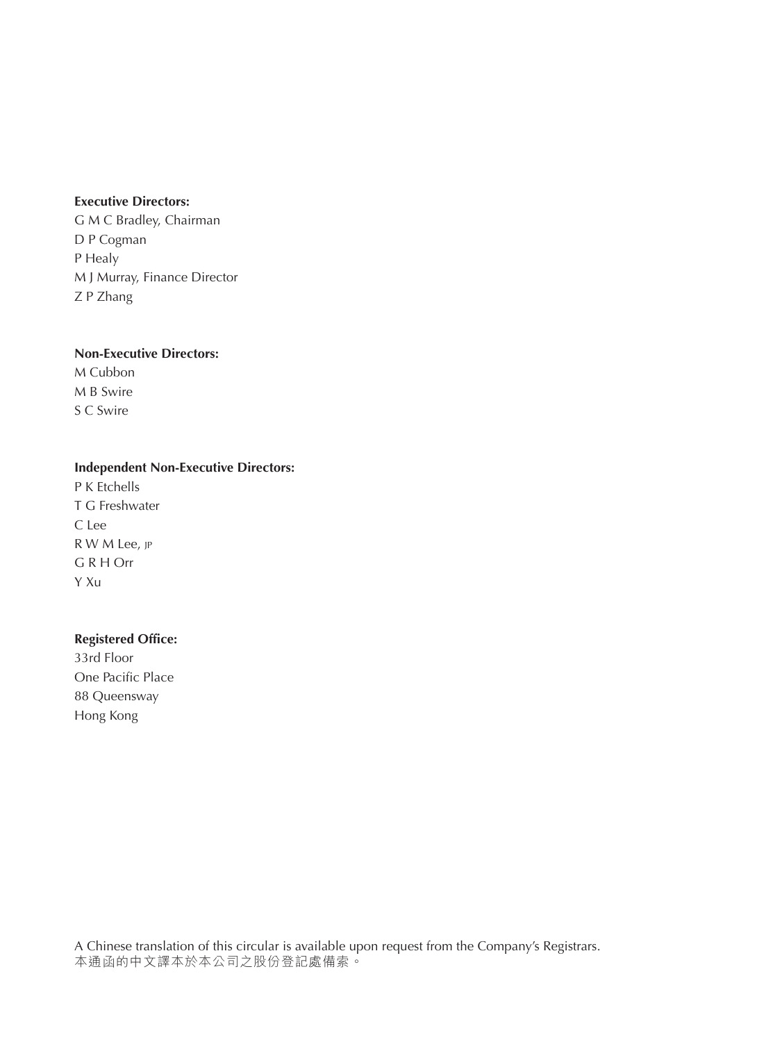**Executive Directors:**

G M C Bradley, Chairman
D P Cogman
P Healy
M J Murray, Finance Director
Z P Zhang

**Non-Executive Directors:**

M Cubbon
M B Swire
S C Swire

**Independent Non-Executive Directors:**

P K Etchells
T G Freshwater
C Lee
R W M Lee, JP
G R H Orr
Y Xu

**Registered Office:**

33rd Floor
One Pacific Place
88 Queensway
Hong Kong

A Chinese translation of this circular is available upon request from the Company's Registrars.
本通函的中文譯本於本公司之股份登記處備索。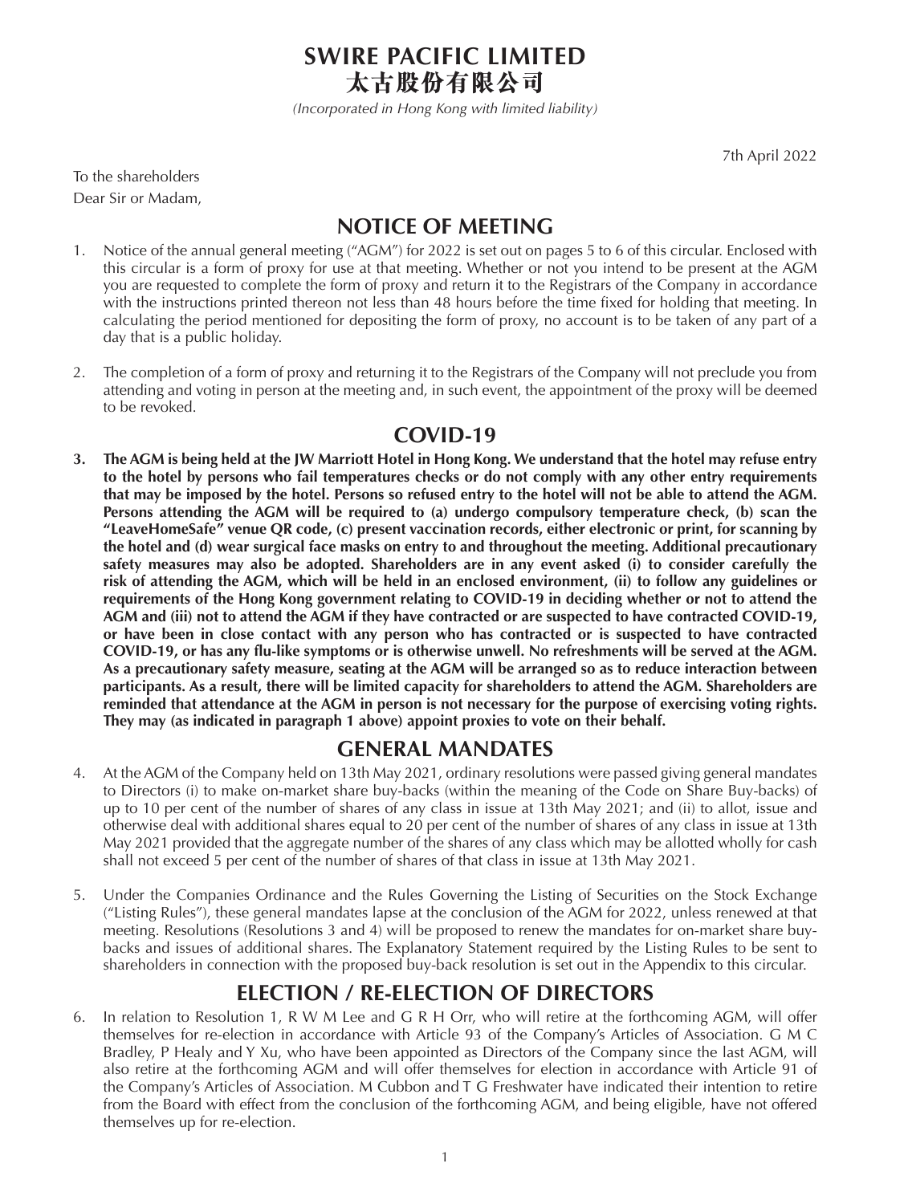# SWIRE PACIFIC LIMITED
# 太古股份有限公司

*(Incorporated in Hong Kong with limited liability)*

7th April 2022

To the shareholders

Dear Sir or Madam,

## NOTICE OF MEETING

1. Notice of the annual general meeting ("AGM") for 2022 is set out on pages 5 to 6 of this circular. Enclosed with this circular is a form of proxy for use at that meeting. Whether or not you intend to be present at the AGM you are requested to complete the form of proxy and return it to the Registrars of the Company in accordance with the instructions printed thereon not less than 48 hours before the time fixed for holding that meeting. In calculating the period mentioned for depositing the form of proxy, no account is to be taken of any part of a day that is a public holiday.

2. The completion of a form of proxy and returning it to the Registrars of the Company will not preclude you from attending and voting in person at the meeting and, in such event, the appointment of the proxy will be deemed to be revoked.

## COVID-19

3. **The AGM is being held at the JW Marriott Hotel in Hong Kong. We understand that the hotel may refuse entry to the hotel by persons who fail temperatures checks or do not comply with any other entry requirements that may be imposed by the hotel. Persons so refused entry to the hotel will not be able to attend the AGM. Persons attending the AGM will be required to (a) undergo compulsory temperature check, (b) scan the "LeaveHomeSafe" venue QR code, (c) present vaccination records, either electronic or print, for scanning by the hotel and (d) wear surgical face masks on entry to and throughout the meeting. Additional precautionary safety measures may also be adopted. Shareholders are in any event asked (i) to consider carefully the risk of attending the AGM, which will be held in an enclosed environment, (ii) to follow any guidelines or requirements of the Hong Kong government relating to COVID-19 in deciding whether or not to attend the AGM and (iii) not to attend the AGM if they have contracted or are suspected to have contracted COVID-19, or have been in close contact with any person who has contracted or is suspected to have contracted COVID-19, or has any flu-like symptoms or is otherwise unwell. No refreshments will be served at the AGM. As a precautionary safety measure, seating at the AGM will be arranged so as to reduce interaction between participants. As a result, there will be limited capacity for shareholders to attend the AGM. Shareholders are reminded that attendance at the AGM in person is not necessary for the purpose of exercising voting rights. They may (as indicated in paragraph 1 above) appoint proxies to vote on their behalf.**

## GENERAL MANDATES

4. At the AGM of the Company held on 13th May 2021, ordinary resolutions were passed giving general mandates to Directors (i) to make on-market share buy-backs (within the meaning of the Code on Share Buy-backs) of up to 10 per cent of the number of shares of any class in issue at 13th May 2021; and (ii) to allot, issue and otherwise deal with additional shares equal to 20 per cent of the number of shares of any class in issue at 13th May 2021 provided that the aggregate number of the shares of any class which may be allotted wholly for cash shall not exceed 5 per cent of the number of shares of that class in issue at 13th May 2021.

5. Under the Companies Ordinance and the Rules Governing the Listing of Securities on the Stock Exchange ("Listing Rules"), these general mandates lapse at the conclusion of the AGM for 2022, unless renewed at that meeting. Resolutions (Resolutions 3 and 4) will be proposed to renew the mandates for on-market share buy-backs and issues of additional shares. The Explanatory Statement required by the Listing Rules to be sent to shareholders in connection with the proposed buy-back resolution is set out in the Appendix to this circular.

## ELECTION / RE-ELECTION OF DIRECTORS

6. In relation to Resolution 1, R W M Lee and G R H Orr, who will retire at the forthcoming AGM, will offer themselves for re-election in accordance with Article 93 of the Company's Articles of Association. G M C Bradley, P Healy and Y Xu, who have been appointed as Directors of the Company since the last AGM, will also retire at the forthcoming AGM and will offer themselves for election in accordance with Article 91 of the Company's Articles of Association. M Cubbon and T G Freshwater have indicated their intention to retire from the Board with effect from the conclusion of the forthcoming AGM, and being eligible, have not offered themselves up for re-election.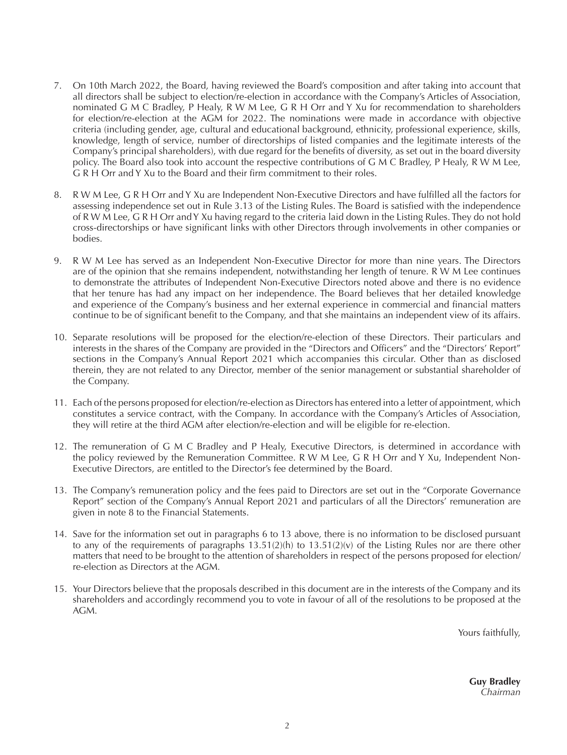7. On 10th March 2022, the Board, having reviewed the Board's composition and after taking into account that all directors shall be subject to election/re-election in accordance with the Company's Articles of Association, nominated G M C Bradley, P Healy, R W M Lee, G R H Orr and Y Xu for recommendation to shareholders for election/re-election at the AGM for 2022. The nominations were made in accordance with objective criteria (including gender, age, cultural and educational background, ethnicity, professional experience, skills, knowledge, length of service, number of directorships of listed companies and the legitimate interests of the Company's principal shareholders), with due regard for the benefits of diversity, as set out in the board diversity policy. The Board also took into account the respective contributions of G M C Bradley, P Healy, R W M Lee, G R H Orr and Y Xu to the Board and their firm commitment to their roles.

8. R W M Lee, G R H Orr and Y Xu are Independent Non-Executive Directors and have fulfilled all the factors for assessing independence set out in Rule 3.13 of the Listing Rules. The Board is satisfied with the independence of R W M Lee, G R H Orr and Y Xu having regard to the criteria laid down in the Listing Rules. They do not hold cross-directorships or have significant links with other Directors through involvements in other companies or bodies.

9. R W M Lee has served as an Independent Non-Executive Director for more than nine years. The Directors are of the opinion that she remains independent, notwithstanding her length of tenure. R W M Lee continues to demonstrate the attributes of Independent Non-Executive Directors noted above and there is no evidence that her tenure has had any impact on her independence. The Board believes that her detailed knowledge and experience of the Company's business and her external experience in commercial and financial matters continue to be of significant benefit to the Company, and that she maintains an independent view of its affairs.

10. Separate resolutions will be proposed for the election/re-election of these Directors. Their particulars and interests in the shares of the Company are provided in the "Directors and Officers" and the "Directors' Report" sections in the Company's Annual Report 2021 which accompanies this circular. Other than as disclosed therein, they are not related to any Director, member of the senior management or substantial shareholder of the Company.

11. Each of the persons proposed for election/re-election as Directors has entered into a letter of appointment, which constitutes a service contract, with the Company. In accordance with the Company's Articles of Association, they will retire at the third AGM after election/re-election and will be eligible for re-election.

12. The remuneration of G M C Bradley and P Healy, Executive Directors, is determined in accordance with the policy reviewed by the Remuneration Committee. R W M Lee, G R H Orr and Y Xu, Independent Non-Executive Directors, are entitled to the Director's fee determined by the Board.

13. The Company's remuneration policy and the fees paid to Directors are set out in the "Corporate Governance Report" section of the Company's Annual Report 2021 and particulars of all the Directors' remuneration are given in note 8 to the Financial Statements.

14. Save for the information set out in paragraphs 6 to 13 above, there is no information to be disclosed pursuant to any of the requirements of paragraphs 13.51(2)(h) to 13.51(2)(v) of the Listing Rules nor are there other matters that need to be brought to the attention of shareholders in respect of the persons proposed for election/re-election as Directors at the AGM.

15. Your Directors believe that the proposals described in this document are in the interests of the Company and its shareholders and accordingly recommend you to vote in favour of all of the resolutions to be proposed at the AGM.

Yours faithfully,

**Guy Bradley**
*Chairman*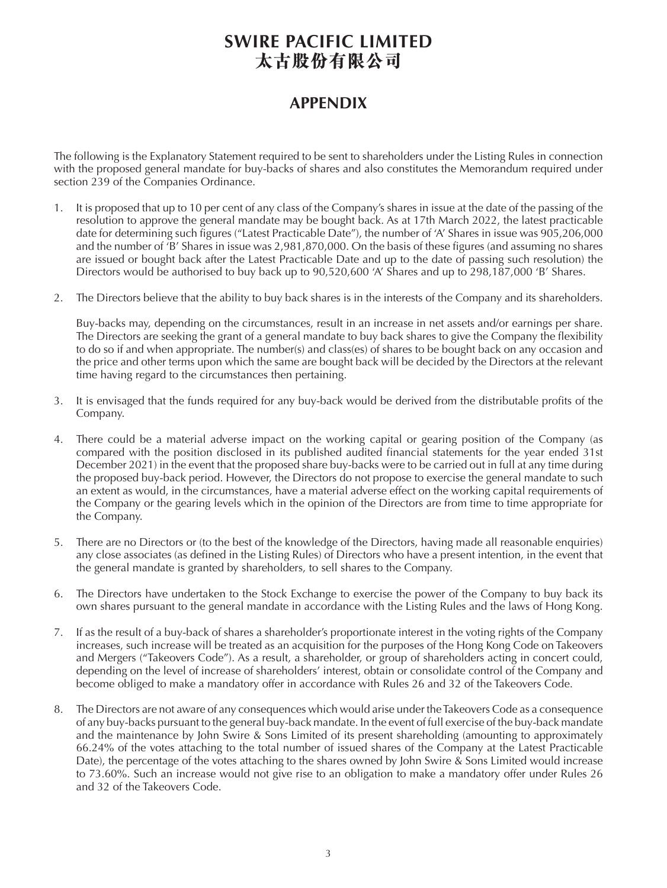# SWIRE PACIFIC LIMITED
# 太古股份有限公司

## APPENDIX

The following is the Explanatory Statement required to be sent to shareholders under the Listing Rules in connection with the proposed general mandate for buy-backs of shares and also constitutes the Memorandum required under section 239 of the Companies Ordinance.

1. It is proposed that up to 10 per cent of any class of the Company's shares in issue at the date of the passing of the resolution to approve the general mandate may be bought back. As at 17th March 2022, the latest practicable date for determining such figures ("Latest Practicable Date"), the number of 'A' Shares in issue was 905,206,000 and the number of 'B' Shares in issue was 2,981,870,000. On the basis of these figures (and assuming no shares are issued or bought back after the Latest Practicable Date and up to the date of passing such resolution) the Directors would be authorised to buy back up to 90,520,600 'A' Shares and up to 298,187,000 'B' Shares.

2. The Directors believe that the ability to buy back shares is in the interests of the Company and its shareholders.

   Buy-backs may, depending on the circumstances, result in an increase in net assets and/or earnings per share. The Directors are seeking the grant of a general mandate to buy back shares to give the Company the flexibility to do so if and when appropriate. The number(s) and class(es) of shares to be bought back on any occasion and the price and other terms upon which the same are bought back will be decided by the Directors at the relevant time having regard to the circumstances then pertaining.

3. It is envisaged that the funds required for any buy-back would be derived from the distributable profits of the Company.

4. There could be a material adverse impact on the working capital or gearing position of the Company (as compared with the position disclosed in its published audited financial statements for the year ended 31st December 2021) in the event that the proposed share buy-backs were to be carried out in full at any time during the proposed buy-back period. However, the Directors do not propose to exercise the general mandate to such an extent as would, in the circumstances, have a material adverse effect on the working capital requirements of the Company or the gearing levels which in the opinion of the Directors are from time to time appropriate for the Company.

5. There are no Directors or (to the best of the knowledge of the Directors, having made all reasonable enquiries) any close associates (as defined in the Listing Rules) of Directors who have a present intention, in the event that the general mandate is granted by shareholders, to sell shares to the Company.

6. The Directors have undertaken to the Stock Exchange to exercise the power of the Company to buy back its own shares pursuant to the general mandate in accordance with the Listing Rules and the laws of Hong Kong.

7. If as the result of a buy-back of shares a shareholder's proportionate interest in the voting rights of the Company increases, such increase will be treated as an acquisition for the purposes of the Hong Kong Code on Takeovers and Mergers ("Takeovers Code"). As a result, a shareholder, or group of shareholders acting in concert could, depending on the level of increase of shareholders' interest, obtain or consolidate control of the Company and become obliged to make a mandatory offer in accordance with Rules 26 and 32 of the Takeovers Code.

8. The Directors are not aware of any consequences which would arise under the Takeovers Code as a consequence of any buy-backs pursuant to the general buy-back mandate. In the event of full exercise of the buy-back mandate and the maintenance by John Swire & Sons Limited of its present shareholding (amounting to approximately 66.24% of the votes attaching to the total number of issued shares of the Company at the Latest Practicable Date), the percentage of the votes attaching to the shares owned by John Swire & Sons Limited would increase to 73.60%. Such an increase would not give rise to an obligation to make a mandatory offer under Rules 26 and 32 of the Takeovers Code.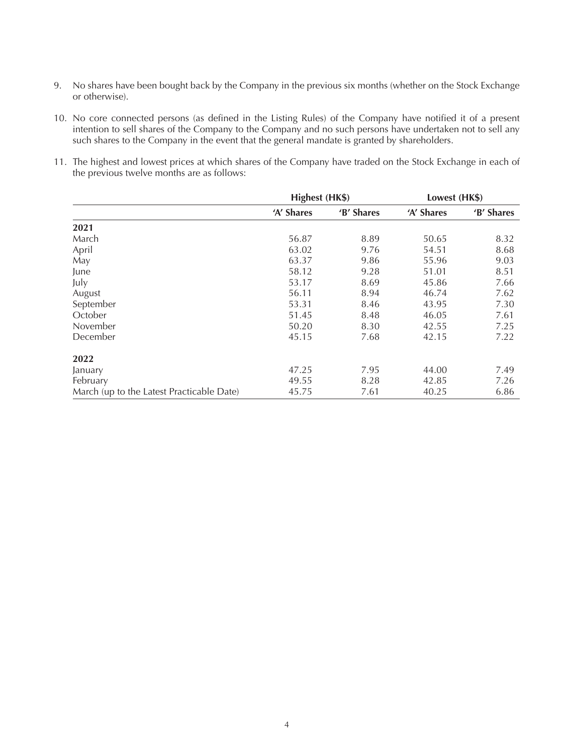9. No shares have been bought back by the Company in the previous six months (whether on the Stock Exchange or otherwise).

10. No core connected persons (as defined in the Listing Rules) of the Company have notified it of a present intention to sell shares of the Company to the Company and no such persons have undertaken not to sell any such shares to the Company in the event that the general mandate is granted by shareholders.

11. The highest and lowest prices at which shares of the Company have traded on the Stock Exchange in each of the previous twelve months are as follows:

| | Highest (HK$) | | Lowest (HK$) | |
|---|---|---|---|---|
| | 'A' Shares | 'B' Shares | 'A' Shares | 'B' Shares |
| **2021** | | | | |
| March | 56.87 | 8.89 | 50.65 | 8.32 |
| April | 63.02 | 9.76 | 54.51 | 8.68 |
| May | 63.37 | 9.86 | 55.96 | 9.03 |
| June | 58.12 | 9.28 | 51.01 | 8.51 |
| July | 53.17 | 8.69 | 45.86 | 7.66 |
| August | 56.11 | 8.94 | 46.74 | 7.62 |
| September | 53.31 | 8.46 | 43.95 | 7.30 |
| October | 51.45 | 8.48 | 46.05 | 7.61 |
| November | 50.20 | 8.30 | 42.55 | 7.25 |
| December | 45.15 | 7.68 | 42.15 | 7.22 |
| **2022** | | | | |
| January | 47.25 | 7.95 | 44.00 | 7.49 |
| February | 49.55 | 8.28 | 42.85 | 7.26 |
| March (up to the Latest Practicable Date) | 45.75 | 7.61 | 40.25 | 6.86 |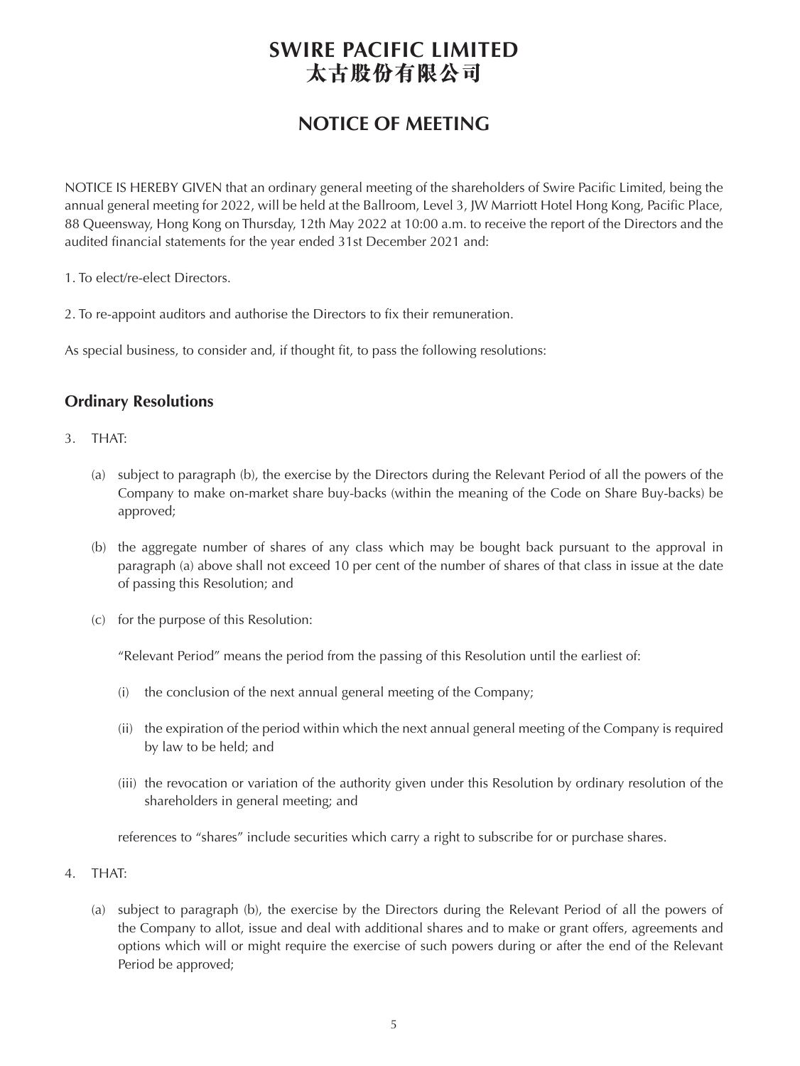# SWIRE PACIFIC LIMITED
# 太古股份有限公司

## NOTICE OF MEETING

NOTICE IS HEREBY GIVEN that an ordinary general meeting of the shareholders of Swire Pacific Limited, being the annual general meeting for 2022, will be held at the Ballroom, Level 3, JW Marriott Hotel Hong Kong, Pacific Place, 88 Queensway, Hong Kong on Thursday, 12th May 2022 at 10:00 a.m. to receive the report of the Directors and the audited financial statements for the year ended 31st December 2021 and:

1. To elect/re-elect Directors.

2. To re-appoint auditors and authorise the Directors to fix their remuneration.

As special business, to consider and, if thought fit, to pass the following resolutions:

### Ordinary Resolutions

3. THAT:

   (a) subject to paragraph (b), the exercise by the Directors during the Relevant Period of all the powers of the Company to make on-market share buy-backs (within the meaning of the Code on Share Buy-backs) be approved;

   (b) the aggregate number of shares of any class which may be bought back pursuant to the approval in paragraph (a) above shall not exceed 10 per cent of the number of shares of that class in issue at the date of passing this Resolution; and

   (c) for the purpose of this Resolution:

   "Relevant Period" means the period from the passing of this Resolution until the earliest of:

   (i) the conclusion of the next annual general meeting of the Company;

   (ii) the expiration of the period within which the next annual general meeting of the Company is required by law to be held; and

   (iii) the revocation or variation of the authority given under this Resolution by ordinary resolution of the shareholders in general meeting; and

   references to "shares" include securities which carry a right to subscribe for or purchase shares.

4. THAT:

   (a) subject to paragraph (b), the exercise by the Directors during the Relevant Period of all the powers of the Company to allot, issue and deal with additional shares and to make or grant offers, agreements and options which will or might require the exercise of such powers during or after the end of the Relevant Period be approved;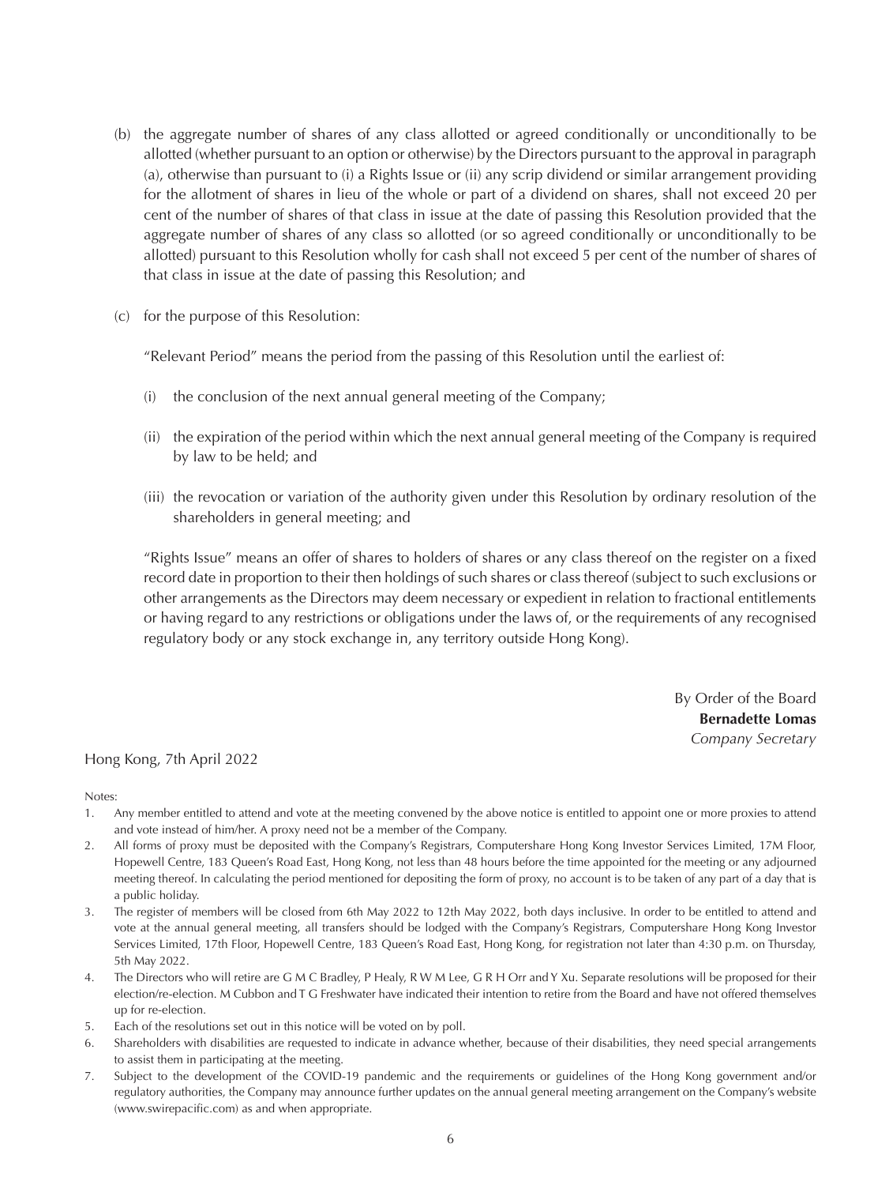(b) the aggregate number of shares of any class allotted or agreed conditionally or unconditionally to be allotted (whether pursuant to an option or otherwise) by the Directors pursuant to the approval in paragraph (a), otherwise than pursuant to (i) a Rights Issue or (ii) any scrip dividend or similar arrangement providing for the allotment of shares in lieu of the whole or part of a dividend on shares, shall not exceed 20 per cent of the number of shares of that class in issue at the date of passing this Resolution provided that the aggregate number of shares of any class so allotted (or so agreed conditionally or unconditionally to be allotted) pursuant to this Resolution wholly for cash shall not exceed 5 per cent of the number of shares of that class in issue at the date of passing this Resolution; and

(c) for the purpose of this Resolution:

"Relevant Period" means the period from the passing of this Resolution until the earliest of:

(i) the conclusion of the next annual general meeting of the Company;

(ii) the expiration of the period within which the next annual general meeting of the Company is required by law to be held; and

(iii) the revocation or variation of the authority given under this Resolution by ordinary resolution of the shareholders in general meeting; and

"Rights Issue" means an offer of shares to holders of shares or any class thereof on the register on a fixed record date in proportion to their then holdings of such shares or class thereof (subject to such exclusions or other arrangements as the Directors may deem necessary or expedient in relation to fractional entitlements or having regard to any restrictions or obligations under the laws of, or the requirements of any recognised regulatory body or any stock exchange in, any territory outside Hong Kong).

By Order of the Board
**Bernadette Lomas**
*Company Secretary*

Hong Kong, 7th April 2022

Notes:

1. Any member entitled to attend and vote at the meeting convened by the above notice is entitled to appoint one or more proxies to attend and vote instead of him/her. A proxy need not be a member of the Company.
2. All forms of proxy must be deposited with the Company's Registrars, Computershare Hong Kong Investor Services Limited, 17M Floor, Hopewell Centre, 183 Queen's Road East, Hong Kong, not less than 48 hours before the time appointed for the meeting or any adjourned meeting thereof. In calculating the period mentioned for depositing the form of proxy, no account is to be taken of any part of a day that is a public holiday.
3. The register of members will be closed from 6th May 2022 to 12th May 2022, both days inclusive. In order to be entitled to attend and vote at the annual general meeting, all transfers should be lodged with the Company's Registrars, Computershare Hong Kong Investor Services Limited, 17th Floor, Hopewell Centre, 183 Queen's Road East, Hong Kong, for registration not later than 4:30 p.m. on Thursday, 5th May 2022.
4. The Directors who will retire are G M C Bradley, P Healy, R W M Lee, G R H Orr and Y Xu. Separate resolutions will be proposed for their election/re-election. M Cubbon and T G Freshwater have indicated their intention to retire from the Board and have not offered themselves up for re-election.
5. Each of the resolutions set out in this notice will be voted on by poll.
6. Shareholders with disabilities are requested to indicate in advance whether, because of their disabilities, they need special arrangements to assist them in participating at the meeting.
7. Subject to the development of the COVID-19 pandemic and the requirements or guidelines of the Hong Kong government and/or regulatory authorities, the Company may announce further updates on the annual general meeting arrangement on the Company's website (www.swirepacific.com) as and when appropriate.